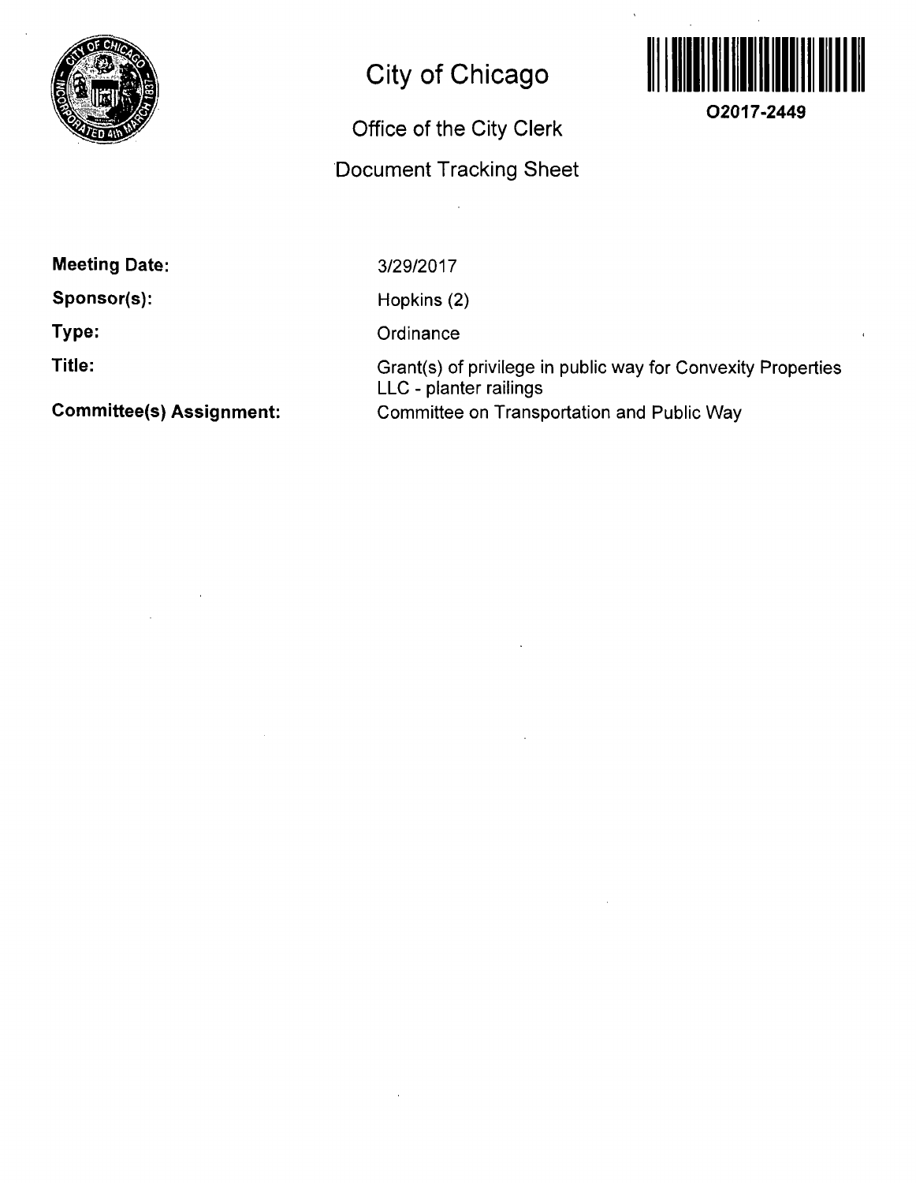# City of Chicago

## Office of the City Clerk

## Document Tracking Sheet

O2017-2449

| | |
|---|---|
| **Meeting Date:** | 3/29/2017 |
| **Sponsor(s):** | Hopkins (2) |
| **Type:** | Ordinance |
| **Title:** | Grant(s) of privilege in public way for Convexity Properties LLC - planter railings |
| **Committee(s) Assignment:** | Committee on Transportation and Public Way |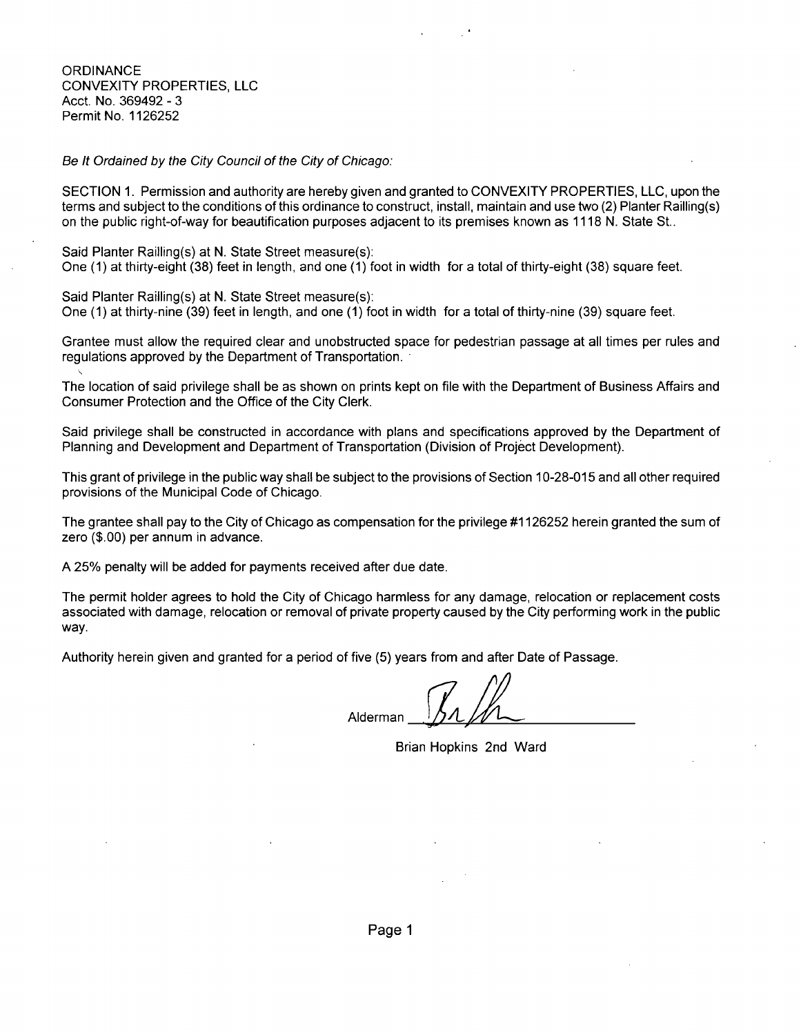ORDINANCE
CONVEXITY PROPERTIES, LLC
Acct. No. 369492 - 3
Permit No. 1126252

*Be It Ordained by the City Council of the City of Chicago:*

SECTION 1. Permission and authority are hereby given and granted to CONVEXITY PROPERTIES, LLC, upon the terms and subject to the conditions of this ordinance to construct, install, maintain and use two (2) Planter Railling(s) on the public right-of-way for beautification purposes adjacent to its premises known as 1118 N. State St..

Said Planter Railling(s) at N. State Street measure(s):
One (1) at thirty-eight (38) feet in length, and one (1) foot in width for a total of thirty-eight (38) square feet.

Said Planter Railling(s) at N. State Street measure(s):
One (1) at thirty-nine (39) feet in length, and one (1) foot in width for a total of thirty-nine (39) square feet.

Grantee must allow the required clear and unobstructed space for pedestrian passage at all times per rules and regulations approved by the Department of Transportation.

The location of said privilege shall be as shown on prints kept on file with the Department of Business Affairs and Consumer Protection and the Office of the City Clerk.

Said privilege shall be constructed in accordance with plans and specifications approved by the Department of Planning and Development and Department of Transportation (Division of Project Development).

This grant of privilege in the public way shall be subject to the provisions of Section 10-28-015 and all other required provisions of the Municipal Code of Chicago.

The grantee shall pay to the City of Chicago as compensation for the privilege #1126252 herein granted the sum of zero ($.00) per annum in advance.

A 25% penalty will be added for payments received after due date.

The permit holder agrees to hold the City of Chicago harmless for any damage, relocation or replacement costs associated with damage, relocation or removal of private property caused by the City performing work in the public way.

Authority herein given and granted for a period of five (5) years from and after Date of Passage.

Alderman ______________________

Brian Hopkins 2nd Ward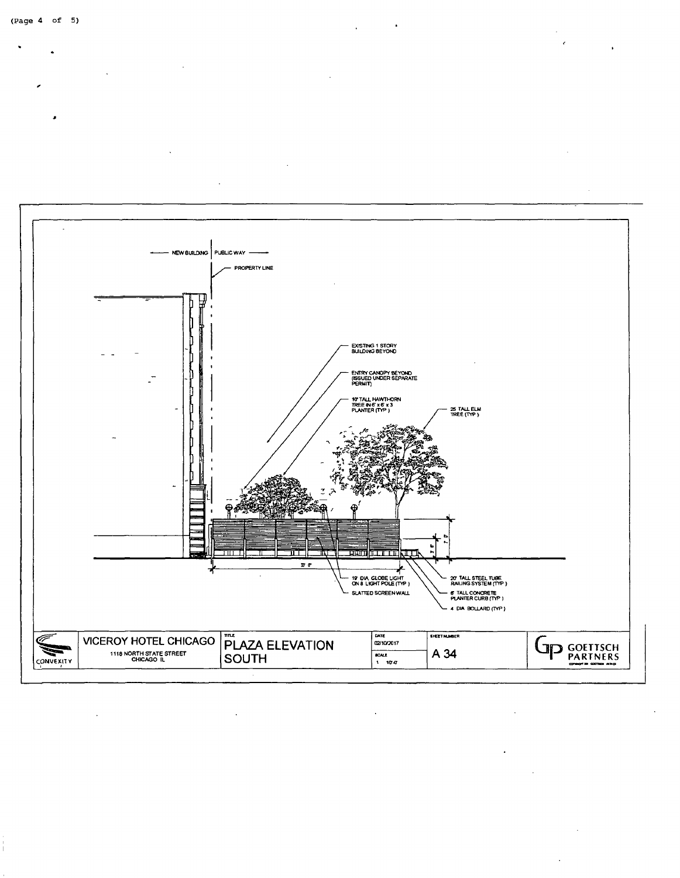NEW BUILDING | PUBLIC WAY

PROPERTY LINE

EXISTING 1 STORY BUILDING BEYOND

ENTRY CANOPY BEYOND (ISSUED UNDER SEPARATE PERMIT)

10' TALL HAWTHORN TREE IN 6' x 6' x 3 PLANTER (TYP.)

25' TALL ELM TREE (TYP.)

37' 0"

19' DIA. GLOBE LIGHT ON 8' LIGHT POLE (TYP.)

SLATTED SCREEN WALL

20' TALL STEEL TUBE RAILING SYSTEM (TYP.)

6' TALL CONCRETE PLANTER CURB (TYP.)

4' DIA. BOLLARD (TYP.)

| CONVEXITY | VICEROY HOTEL CHICAGO<br>1118 NORTH STATE STREET<br>CHICAGO IL | TITLE<br>PLAZA ELEVATION SOUTH | DATE<br>02/10/2017<br>SCALE<br>1" 10'-0" | SHEET NUMBER<br>A 34 | GOETTSCH PARTNERS |
|---|---|---|---|---|---|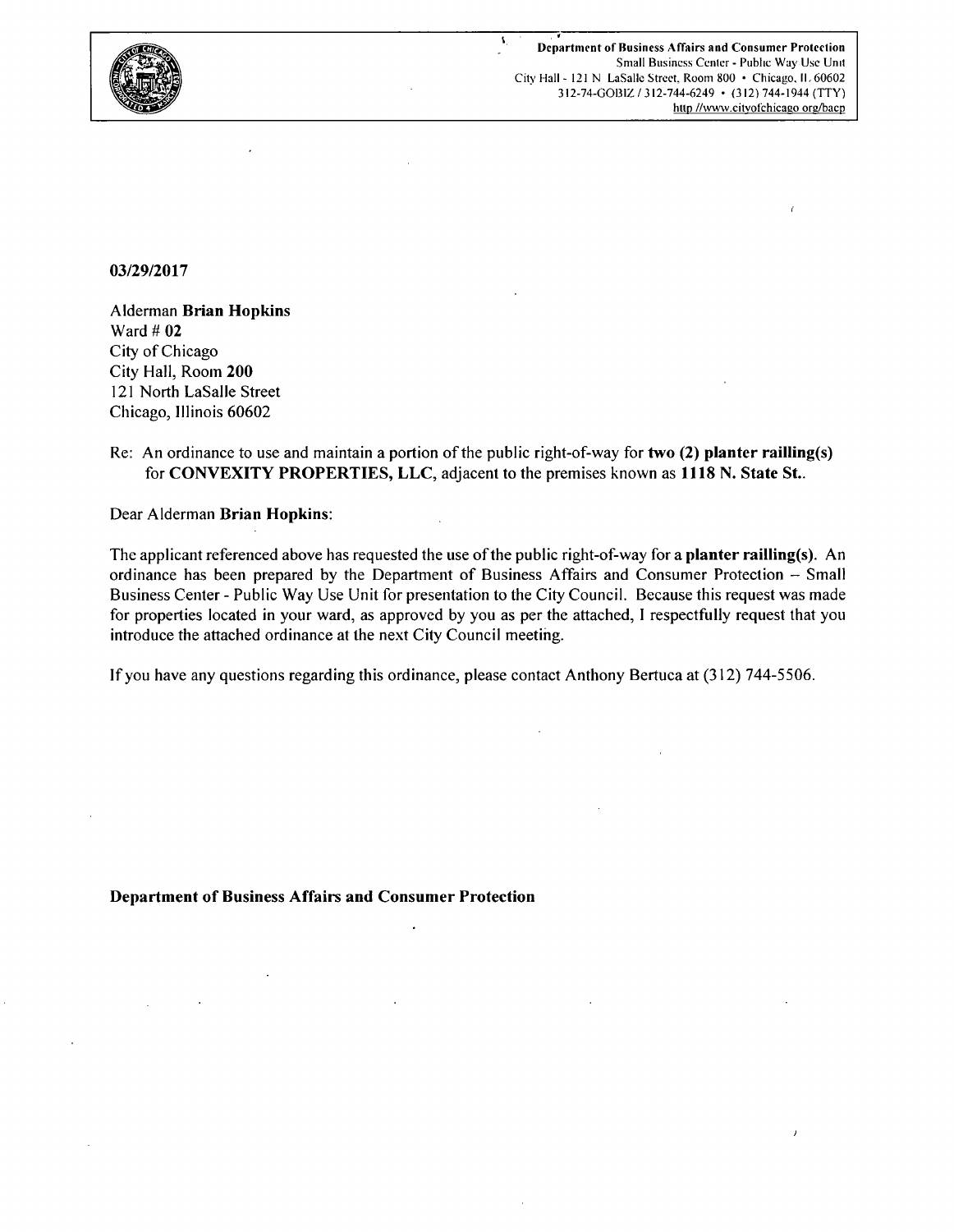**Department of Business Affairs and Consumer Protection**
Small Business Center - Public Way Use Unit
City Hall - 121 N LaSalle Street, Room 800 • Chicago, IL 60602
312-74-GOBIZ / 312-744-6249 • (312) 744-1944 (TTY)
http //www.cityofchicago org/bacp

**03/29/2017**

Alderman **Brian Hopkins**
Ward # **02**
City of Chicago
City Hall, Room **200**
121 North LaSalle Street
Chicago, Illinois 60602

Re: An ordinance to use and maintain a portion of the public right-of-way for **two (2) planter railling(s)** for **CONVEXITY PROPERTIES, LLC**, adjacent to the premises known as **1118 N. State St.**.

Dear Alderman **Brian Hopkins**:

The applicant referenced above has requested the use of the public right-of-way for a **planter railling(s)**. An ordinance has been prepared by the Department of Business Affairs and Consumer Protection – Small Business Center - Public Way Use Unit for presentation to the City Council. Because this request was made for properties located in your ward, as approved by you as per the attached, I respectfully request that you introduce the attached ordinance at the next City Council meeting.

If you have any questions regarding this ordinance, please contact Anthony Bertuca at (312) 744-5506.

**Department of Business Affairs and Consumer Protection**